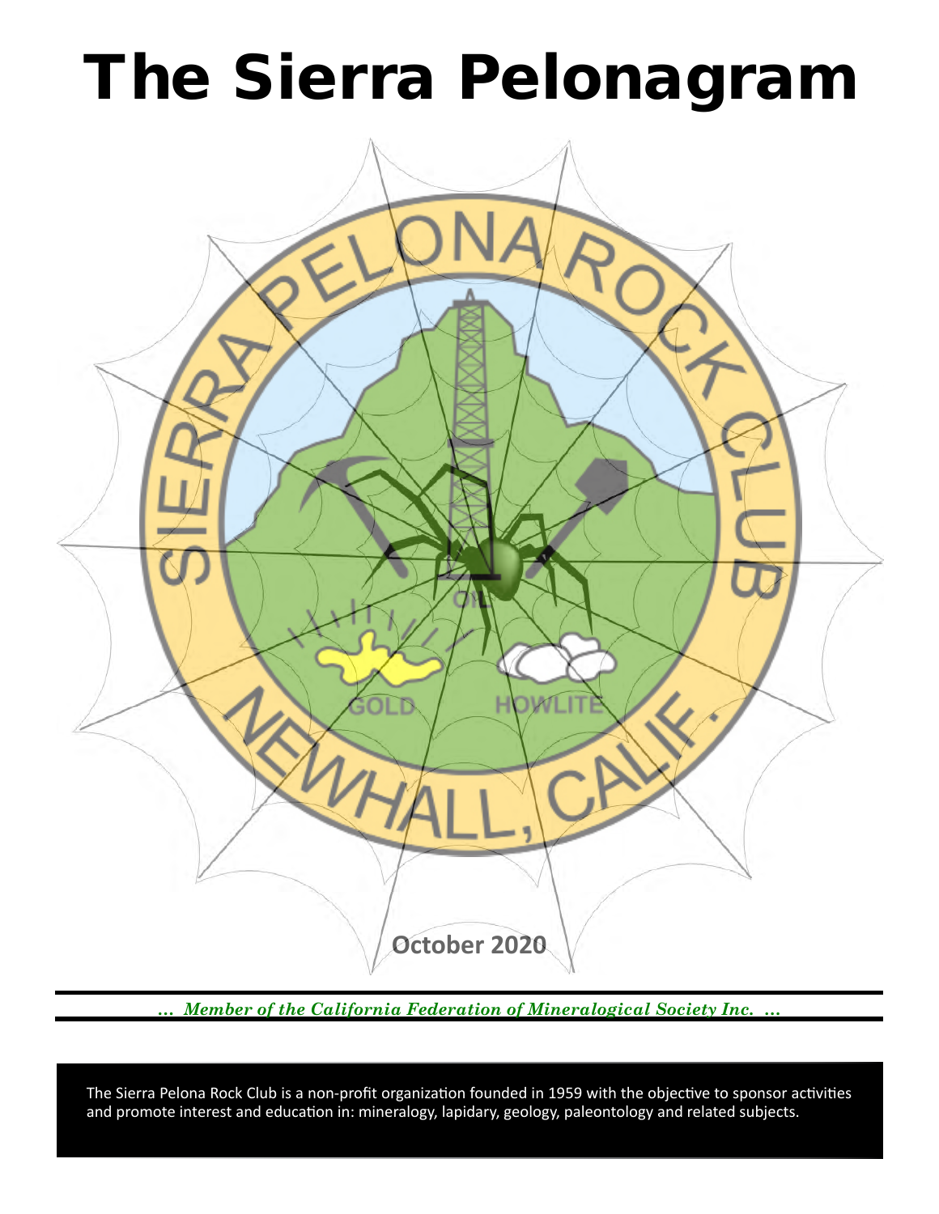# The Sierra Pelonagram

October 2020

*... Member of the California Federation of Mineralogical Society Inc. ...*

The Sierra Pelona Rock Club is a non-profit organization founded in 1959 with the objective to sponsor activities and promote interest and education in: mineralogy, lapidary, geology, paleontology and related subjects.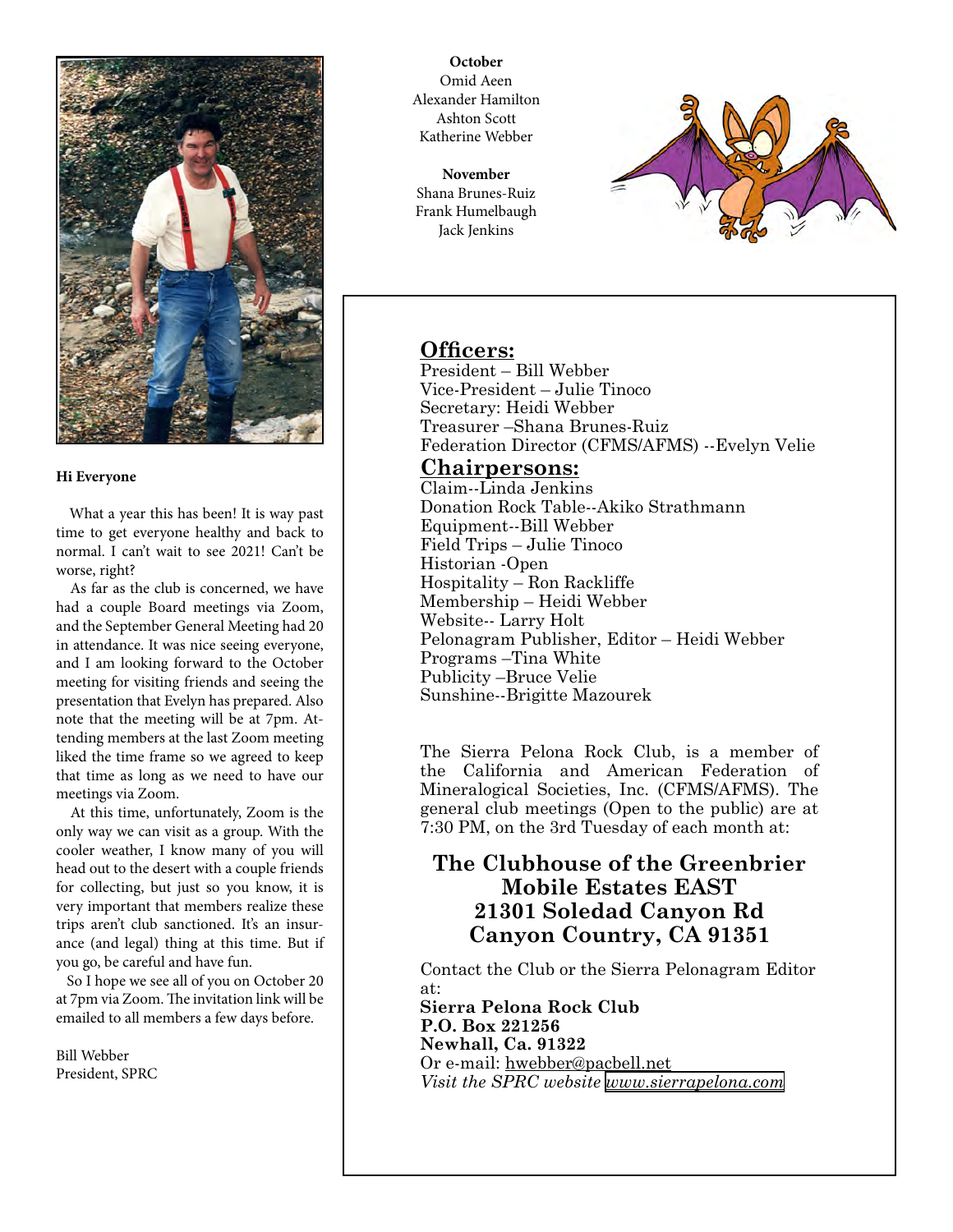**October**
Omid Aeen
Alexander Hamilton
Ashton Scott
Katherine Webber

**November**
Shana Brunes-Ruiz
Frank Humelbaugh
Jack Jenkins

**Hi Everyone**

What a year this has been! It is way past time to get everyone healthy and back to normal. I can't wait to see 2021! Can't be worse, right?

As far as the club is concerned, we have had a couple Board meetings via Zoom, and the September General Meeting had 20 in attendance. It was nice seeing everyone, and I am looking forward to the October meeting for visiting friends and seeing the presentation that Evelyn has prepared. Also note that the meeting will be at 7pm. Attending members at the last Zoom meeting liked the time frame so we agreed to keep that time as long as we need to have our meetings via Zoom.

At this time, unfortunately, Zoom is the only way we can visit as a group. With the cooler weather, I know many of you will head out to the desert with a couple friends for collecting, but just so you know, it is very important that members realize these trips aren't club sanctioned. It's an insurance (and legal) thing at this time. But if you go, be careful and have fun.

So I hope we see all of you on October 20 at 7pm via Zoom. The invitation link will be emailed to all members a few days before.

Bill Webber
President, SPRC

## Officers:

President – Bill Webber
Vice-President – Julie Tinoco
Secretary: Heidi Webber
Treasurer –Shana Brunes-Ruiz
Federation Director (CFMS/AFMS) --Evelyn Velie

## Chairpersons:

Claim--Linda Jenkins
Donation Rock Table--Akiko Strathmann
Equipment--Bill Webber
Field Trips – Julie Tinoco
Historian -Open
Hospitality – Ron Rackliffe
Membership – Heidi Webber
Website-- Larry Holt
Pelonagram Publisher, Editor – Heidi Webber
Programs –Tina White
Publicity –Bruce Velie
Sunshine--Brigitte Mazourek

The Sierra Pelona Rock Club, is a member of the California and American Federation of Mineralogical Societies, Inc. (CFMS/AFMS). The general club meetings (Open to the public) are at 7:30 PM, on the 3rd Tuesday of each month at:

**The Clubhouse of the Greenbrier Mobile Estates EAST**
**21301 Soledad Canyon Rd**
**Canyon Country, CA 91351**

Contact the Club or the Sierra Pelonagram Editor at:
**Sierra Pelona Rock Club**
**P.O. Box 221256**
**Newhall, Ca. 91322**
Or e-mail: hwebber@pacbell.net
*Visit the SPRC website www.sierrapelona.com*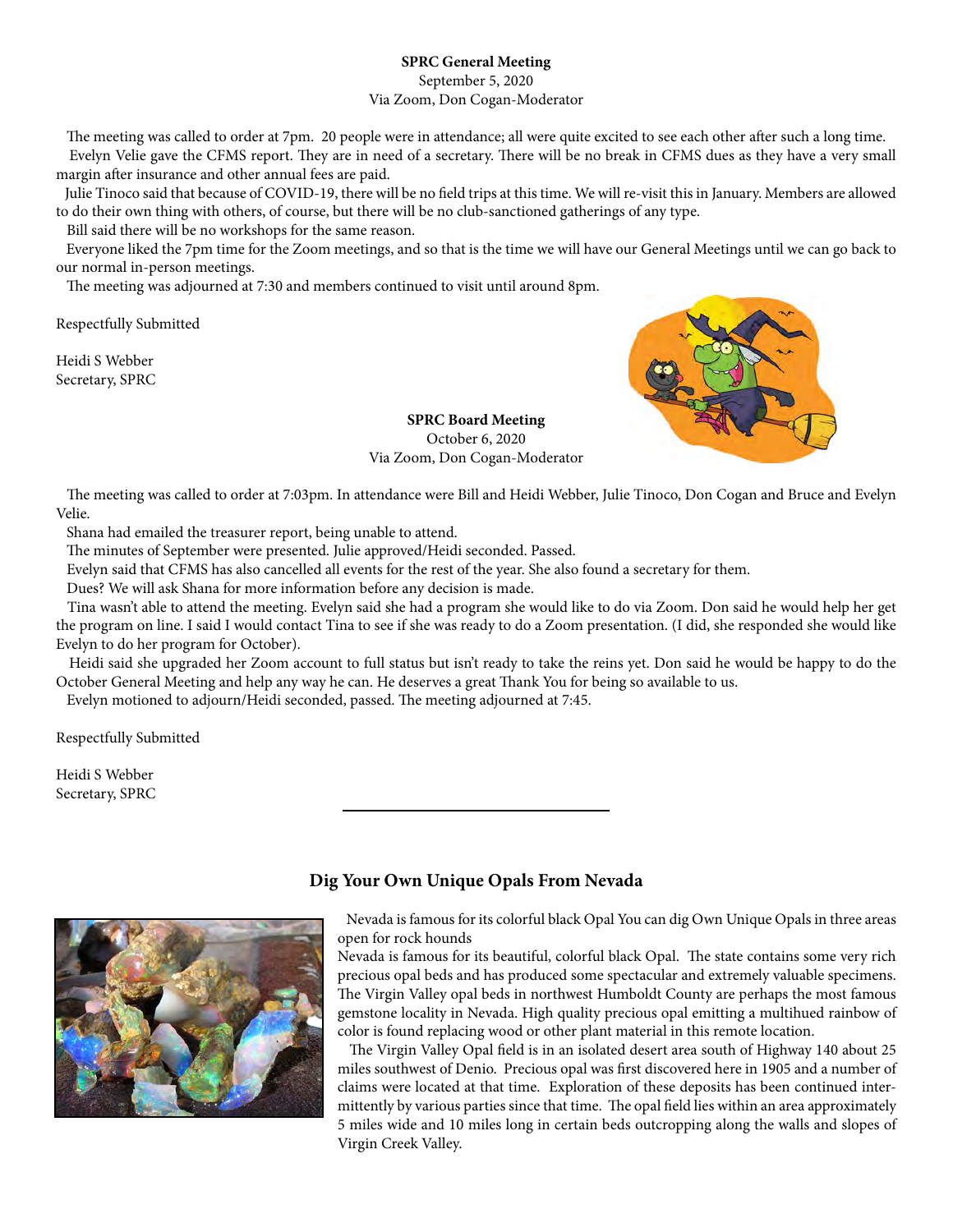**SPRC General Meeting**

September 5, 2020

Via Zoom, Don Cogan-Moderator

The meeting was called to order at 7pm. 20 people were in attendance; all were quite excited to see each other after such a long time.

Evelyn Velie gave the CFMS report. They are in need of a secretary. There will be no break in CFMS dues as they have a very small margin after insurance and other annual fees are paid.

Julie Tinoco said that because of COVID-19, there will be no field trips at this time. We will re-visit this in January. Members are allowed to do their own thing with others, of course, but there will be no club-sanctioned gatherings of any type.

Bill said there will be no workshops for the same reason.

Everyone liked the 7pm time for the Zoom meetings, and so that is the time we will have our General Meetings until we can go back to our normal in-person meetings.

The meeting was adjourned at 7:30 and members continued to visit until around 8pm.

Respectfully Submitted

Heidi S Webber
Secretary, SPRC

**SPRC Board Meeting**

October 6, 2020

Via Zoom, Don Cogan-Moderator

The meeting was called to order at 7:03pm. In attendance were Bill and Heidi Webber, Julie Tinoco, Don Cogan and Bruce and Evelyn Velie.

Shana had emailed the treasurer report, being unable to attend.

The minutes of September were presented. Julie approved/Heidi seconded. Passed.

Evelyn said that CFMS has also cancelled all events for the rest of the year. She also found a secretary for them.

Dues? We will ask Shana for more information before any decision is made.

Tina wasn't able to attend the meeting. Evelyn said she had a program she would like to do via Zoom. Don said he would help her get the program on line. I said I would contact Tina to see if she was ready to do a Zoom presentation. (I did, she responded she would like Evelyn to do her program for October).

Heidi said she upgraded her Zoom account to full status but isn't ready to take the reins yet. Don said he would be happy to do the October General Meeting and help any way he can. He deserves a great Thank You for being so available to us.

Evelyn motioned to adjourn/Heidi seconded, passed. The meeting adjourned at 7:45.

Respectfully Submitted

Heidi S Webber
Secretary, SPRC

---

## Dig Your Own Unique Opals From Nevada

Nevada is famous for its colorful black Opal You can dig Own Unique Opals in three areas open for rock hounds

Nevada is famous for its beautiful, colorful black Opal. The state contains some very rich precious opal beds and has produced some spectacular and extremely valuable specimens. The Virgin Valley opal beds in northwest Humboldt County are perhaps the most famous gemstone locality in Nevada. High quality precious opal emitting a multihued rainbow of color is found replacing wood or other plant material in this remote location.

The Virgin Valley Opal field is in an isolated desert area south of Highway 140 about 25 miles southwest of Denio. Precious opal was first discovered here in 1905 and a number of claims were located at that time. Exploration of these deposits has been continued intermittently by various parties since that time. The opal field lies within an area approximately 5 miles wide and 10 miles long in certain beds outcropping along the walls and slopes of Virgin Creek Valley.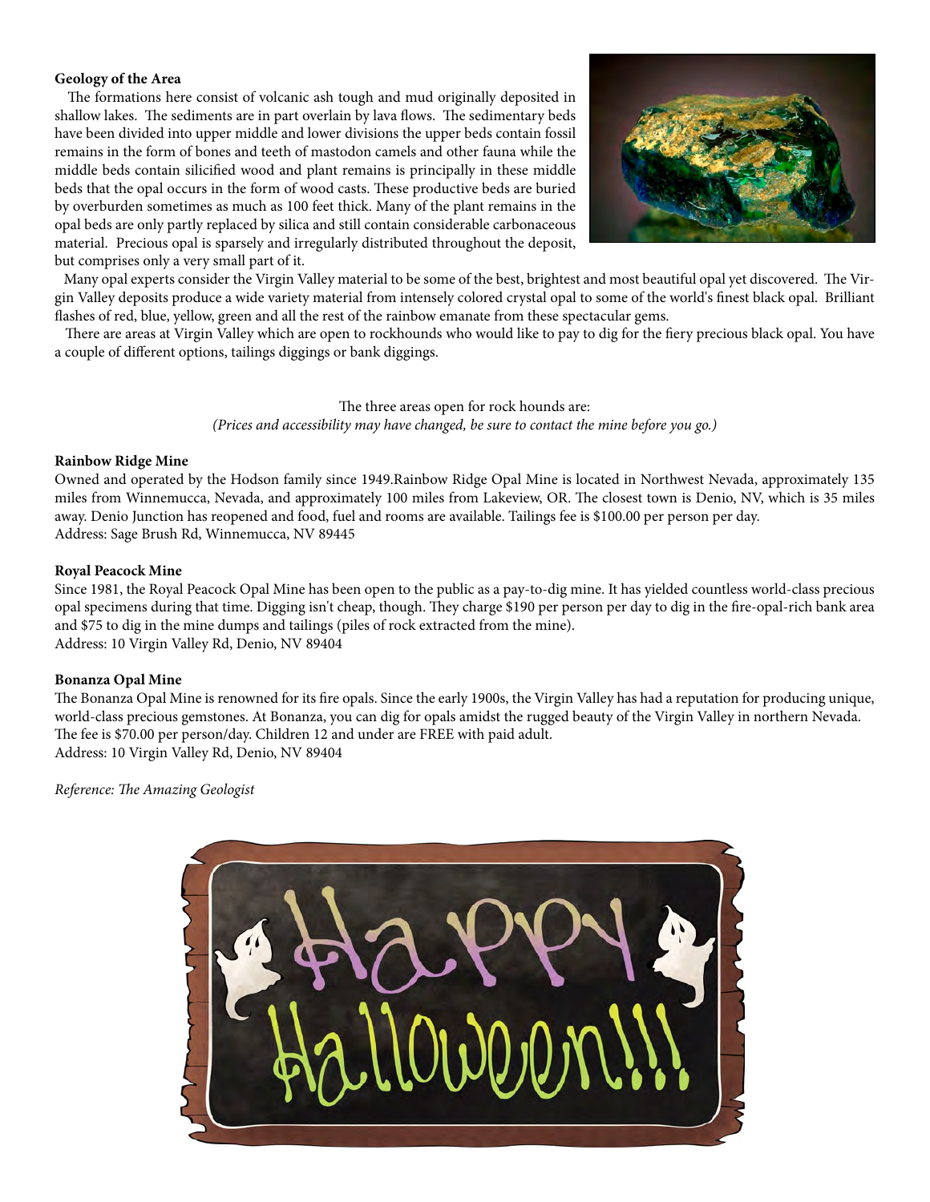**Geology of the Area**

The formations here consist of volcanic ash tough and mud originally deposited in shallow lakes. The sediments are in part overlain by lava flows. The sedimentary beds have been divided into upper middle and lower divisions the upper beds contain fossil remains in the form of bones and teeth of mastodon camels and other fauna while the middle beds contain silicified wood and plant remains is principally in these middle beds that the opal occurs in the form of wood casts. These productive beds are buried by overburden sometimes as much as 100 feet thick. Many of the plant remains in the opal beds are only partly replaced by silica and still contain considerable carbonaceous material. Precious opal is sparsely and irregularly distributed throughout the deposit, but comprises only a very small part of it.

Many opal experts consider the Virgin Valley material to be some of the best, brightest and most beautiful opal yet discovered. The Virgin Valley deposits produce a wide variety material from intensely colored crystal opal to some of the world's finest black opal. Brilliant flashes of red, blue, yellow, green and all the rest of the rainbow emanate from these spectacular gems.

There are areas at Virgin Valley which are open to rockhounds who would like to pay to dig for the fiery precious black opal. You have a couple of different options, tailings diggings or bank diggings.

The three areas open for rock hounds are:

*(Prices and accessibility may have changed, be sure to contact the mine before you go.)*

**Rainbow Ridge Mine**

Owned and operated by the Hodson family since 1949.Rainbow Ridge Opal Mine is located in Northwest Nevada, approximately 135 miles from Winnemucca, Nevada, and approximately 100 miles from Lakeview, OR. The closest town is Denio, NV, which is 35 miles away. Denio Junction has reopened and food, fuel and rooms are available. Tailings fee is $100.00 per person per day.
Address: Sage Brush Rd, Winnemucca, NV 89445

**Royal Peacock Mine**

Since 1981, the Royal Peacock Opal Mine has been open to the public as a pay-to-dig mine. It has yielded countless world-class precious opal specimens during that time. Digging isn't cheap, though. They charge $190 per person per day to dig in the fire-opal-rich bank area and $75 to dig in the mine dumps and tailings (piles of rock extracted from the mine).
Address: 10 Virgin Valley Rd, Denio, NV 89404

**Bonanza Opal Mine**

The Bonanza Opal Mine is renowned for its fire opals. Since the early 1900s, the Virgin Valley has had a reputation for producing unique, world-class precious gemstones. At Bonanza, you can dig for opals amidst the rugged beauty of the Virgin Valley in northern Nevada. The fee is $70.00 per person/day. Children 12 and under are FREE with paid adult.
Address: 10 Virgin Valley Rd, Denio, NV 89404

*Reference: The Amazing Geologist*

Happy Halloween!!!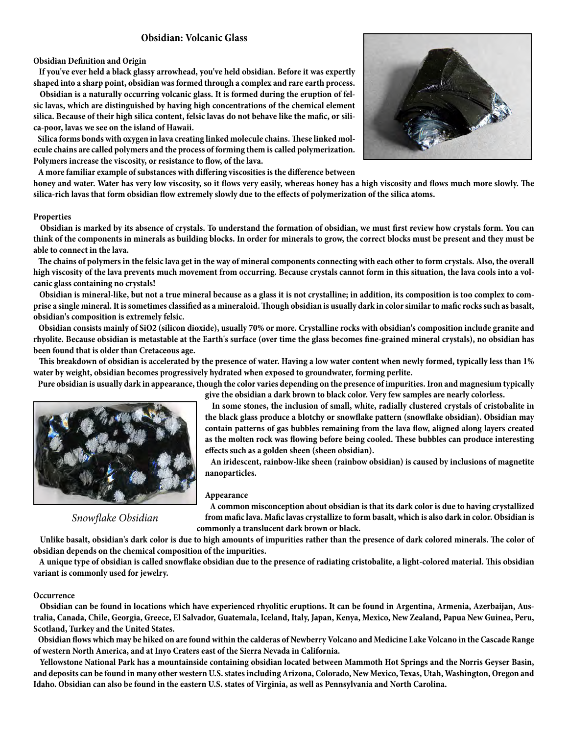# Obsidian: Volcanic Glass

**Obsidian Definition and Origin**

**If you've ever held a black glassy arrowhead, you've held obsidian. Before it was expertly shaped into a sharp point, obsidian was formed through a complex and rare earth process.**

**Obsidian is a naturally occurring volcanic glass. It is formed during the eruption of felsic lavas, which are distinguished by having high concentrations of the chemical element silica. Because of their high silica content, felsic lavas do not behave like the mafic, or silica-poor, lavas we see on the island of Hawaii.**

**Silica forms bonds with oxygen in lava creating linked molecule chains. These linked molecule chains are called polymers and the process of forming them is called polymerization. Polymers increase the viscosity, or resistance to flow, of the lava.**

**A more familiar example of substances with differing viscosities is the difference between honey and water. Water has very low viscosity, so it flows very easily, whereas honey has a high viscosity and flows much more slowly. The silica-rich lavas that form obsidian flow extremely slowly due to the effects of polymerization of the silica atoms.**

**Properties**

**Obsidian is marked by its absence of crystals. To understand the formation of obsidian, we must first review how crystals form. You can think of the components in minerals as building blocks. In order for minerals to grow, the correct blocks must be present and they must be able to connect in the lava.**

**The chains of polymers in the felsic lava get in the way of mineral components connecting with each other to form crystals. Also, the overall high viscosity of the lava prevents much movement from occurring. Because crystals cannot form in this situation, the lava cools into a volcanic glass containing no crystals!**

**Obsidian is mineral-like, but not a true mineral because as a glass it is not crystalline; in addition, its composition is too complex to comprise a single mineral. It is sometimes classified as a mineraloid. Though obsidian is usually dark in color similar to mafic rocks such as basalt, obsidian's composition is extremely felsic.**

**Obsidian consists mainly of $SiO_2$ (silicon dioxide), usually 70% or more. Crystalline rocks with obsidian's composition include granite and rhyolite. Because obsidian is metastable at the Earth's surface (over time the glass becomes fine-grained mineral crystals), no obsidian has been found that is older than Cretaceous age.**

**This breakdown of obsidian is accelerated by the presence of water. Having a low water content when newly formed, typically less than 1% water by weight, obsidian becomes progressively hydrated when exposed to groundwater, forming perlite.**

**Pure obsidian is usually dark in appearance, though the color varies depending on the presence of impurities. Iron and magnesium typically give the obsidian a dark brown to black color. Very few samples are nearly colorless.**

**In some stones, the inclusion of small, white, radially clustered crystals of cristobalite in the black glass produce a blotchy or snowflake pattern (snowflake obsidian). Obsidian may contain patterns of gas bubbles remaining from the lava flow, aligned along layers created as the molten rock was flowing before being cooled. These bubbles can produce interesting effects such as a golden sheen (sheen obsidian).**

**An iridescent, rainbow-like sheen (rainbow obsidian) is caused by inclusions of magnetite nanoparticles.**

*Snowflake Obsidian*

**Appearance**

**A common misconception about obsidian is that its dark color is due to having crystallized from mafic lava. Mafic lavas crystallize to form basalt, which is also dark in color. Obsidian is commonly a translucent dark brown or black.**

**Unlike basalt, obsidian's dark color is due to high amounts of impurities rather than the presence of dark colored minerals. The color of obsidian depends on the chemical composition of the impurities.**

**A unique type of obsidian is called snowflake obsidian due to the presence of radiating cristobalite, a light-colored material. This obsidian variant is commonly used for jewelry.**

**Occurrence**

**Obsidian can be found in locations which have experienced rhyolitic eruptions. It can be found in Argentina, Armenia, Azerbaijan, Australia, Canada, Chile, Georgia, Greece, El Salvador, Guatemala, Iceland, Italy, Japan, Kenya, Mexico, New Zealand, Papua New Guinea, Peru, Scotland, Turkey and the United States.**

**Obsidian flows which may be hiked on are found within the calderas of Newberry Volcano and Medicine Lake Volcano in the Cascade Range of western North America, and at Inyo Craters east of the Sierra Nevada in California.**

**Yellowstone National Park has a mountainside containing obsidian located between Mammoth Hot Springs and the Norris Geyser Basin, and deposits can be found in many other western U.S. states including Arizona, Colorado, New Mexico, Texas, Utah, Washington, Oregon and Idaho. Obsidian can also be found in the eastern U.S. states of Virginia, as well as Pennsylvania and North Carolina.**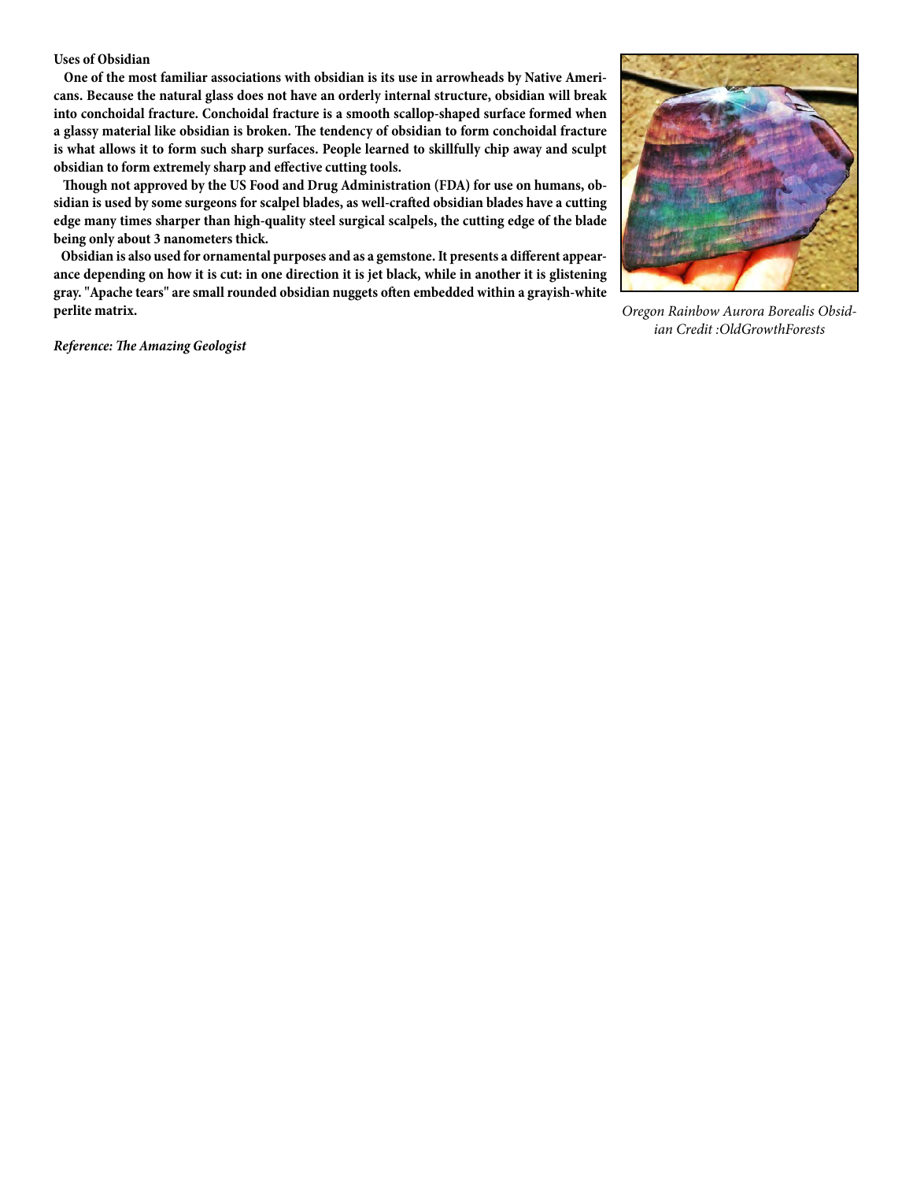**Uses of Obsidian**

**One of the most familiar associations with obsidian is its use in arrowheads by Native Americans. Because the natural glass does not have an orderly internal structure, obsidian will break into conchoidal fracture. Conchoidal fracture is a smooth scallop-shaped surface formed when a glassy material like obsidian is broken. The tendency of obsidian to form conchoidal fracture is what allows it to form such sharp surfaces. People learned to skillfully chip away and sculpt obsidian to form extremely sharp and effective cutting tools.**

**Though not approved by the US Food and Drug Administration (FDA) for use on humans, obsidian is used by some surgeons for scalpel blades, as well-crafted obsidian blades have a cutting edge many times sharper than high-quality steel surgical scalpels, the cutting edge of the blade being only about 3 nanometers thick.**

**Obsidian is also used for ornamental purposes and as a gemstone. It presents a different appearance depending on how it is cut: in one direction it is jet black, while in another it is glistening gray. "Apache tears" are small rounded obsidian nuggets often embedded within a grayish-white perlite matrix.**

*Oregon Rainbow Aurora Borealis Obsidian Credit :OldGrowthForests*

***Reference: The Amazing Geologist***